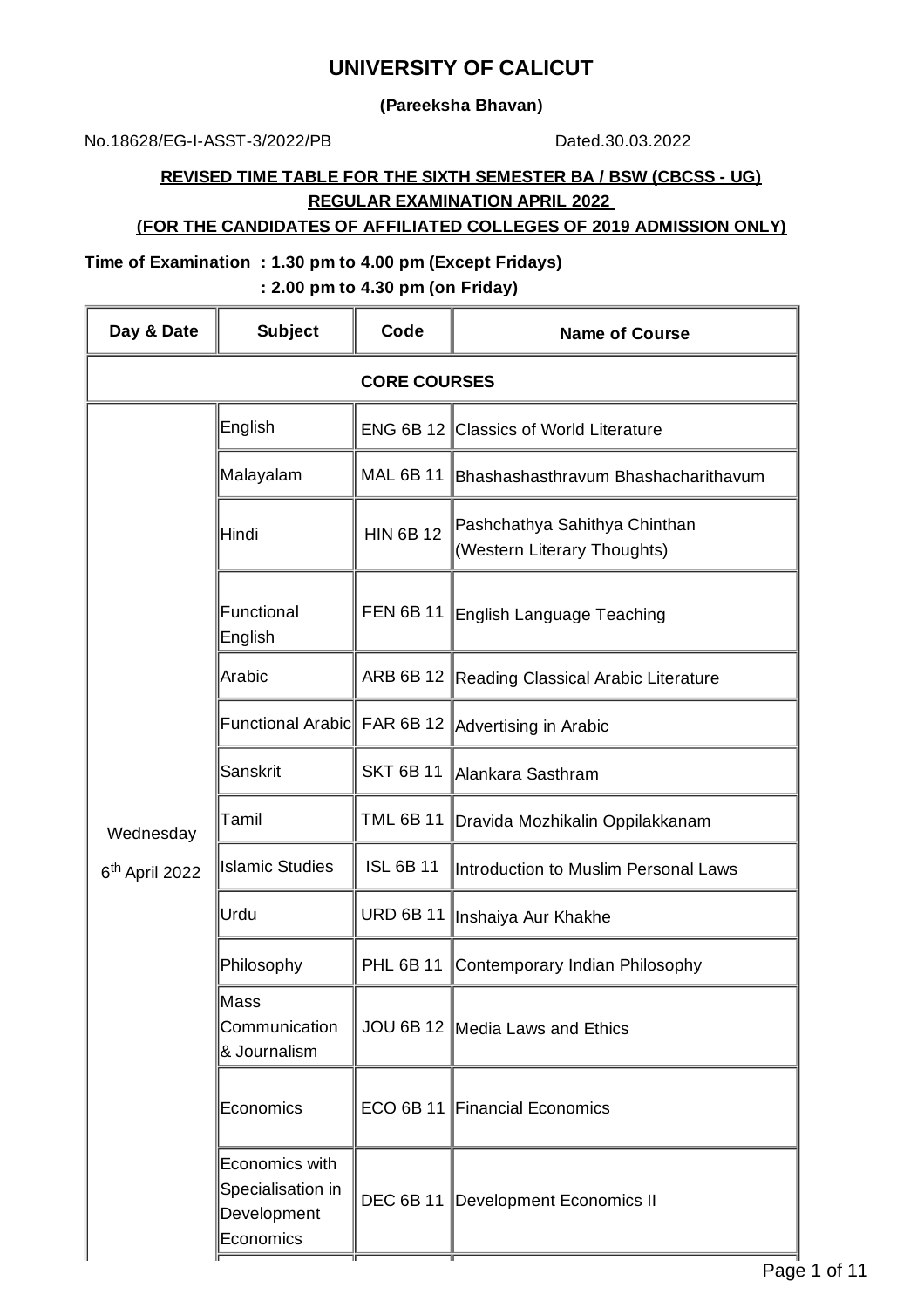# UNIVERSITY OF CALICUT

**(Pareeksha Bhavan)**

No.18628/EG-I-ASST-3/2022/PB Dated.30.03.2022

**REVISED TIME TABLE FOR THE SIXTH SEMESTER BA / BSW (CBCSS - UG) REGULAR EXAMINATION APRIL 2022**

**(FOR THE CANDIDATES OF AFFILIATED COLLEGES OF 2019 ADMISSION ONLY)**

**Time of Examination : 1.30 pm to 4.00 pm (Except Fridays)**

**: 2.00 pm to 4.30 pm (on Friday)**

| Day & Date | Subject | Code | Name of Course |
|---|---|---|---|
| **CORE COURSES** | | | |
| Wednesday 6th April 2022 | English | ENG 6B 12 | Classics of World Literature |
| | Malayalam | MAL 6B 11 | Bhashashasthravum Bhashacharithavum |
| | Hindi | HIN 6B 12 | Pashchathya Sahithya Chinthan (Western Literary Thoughts) |
| | Functional English | FEN 6B 11 | English Language Teaching |
| | Arabic | ARB 6B 12 | Reading Classical Arabic Literature |
| | Functional Arabic | FAR 6B 12 | Advertising in Arabic |
| | Sanskrit | SKT 6B 11 | Alankara Sasthram |
| | Tamil | TML 6B 11 | Dravida Mozhikalin Oppilakkanam |
| | Islamic Studies | ISL 6B 11 | Introduction to Muslim Personal Laws |
| | Urdu | URD 6B 11 | Inshaiya Aur Khakhe |
| | Philosophy | PHL 6B 11 | Contemporary Indian Philosophy |
| | Mass Communication & Journalism | JOU 6B 12 | Media Laws and Ethics |
| | Economics | ECO 6B 11 | Financial Economics |
| | Economics with Specialisation in Development Economics | DEC 6B 11 | Development Economics II |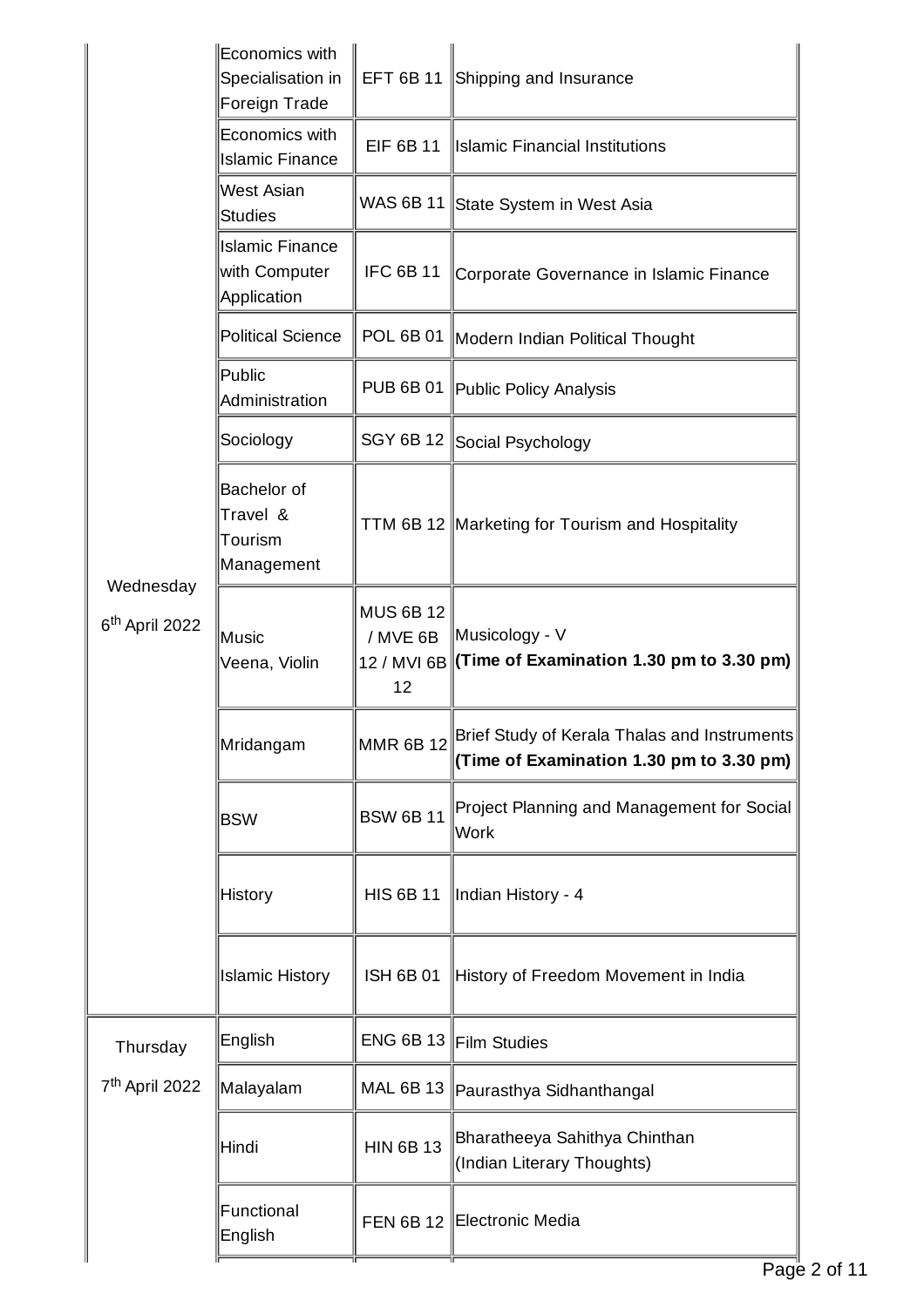| | | | |
|---|---|---|---|
| Wednesday 6th April 2022 | Economics with Specialisation in Foreign Trade | EFT 6B 11 | Shipping and Insurance |
| | Economics with Islamic Finance | EIF 6B 11 | Islamic Financial Institutions |
| | West Asian Studies | WAS 6B 11 | State System in West Asia |
| | Islamic Finance with Computer Application | IFC 6B 11 | Corporate Governance in Islamic Finance |
| | Political Science | POL 6B 01 | Modern Indian Political Thought |
| | Public Administration | PUB 6B 01 | Public Policy Analysis |
| | Sociology | SGY 6B 12 | Social Psychology |
| | Bachelor of Travel & Tourism Management | TTM 6B 12 | Marketing for Tourism and Hospitality |
| | Music Veena, Violin | MUS 6B 12 / MVE 6B 12 / MVI 6B 12 | Musicology - V **(Time of Examination 1.30 pm to 3.30 pm)** |
| | Mridangam | MMR 6B 12 | Brief Study of Kerala Thalas and Instruments **(Time of Examination 1.30 pm to 3.30 pm)** |
| | BSW | BSW 6B 11 | Project Planning and Management for Social Work |
| | History | HIS 6B 11 | Indian History - 4 |
| | Islamic History | ISH 6B 01 | History of Freedom Movement in India |
| Thursday 7th April 2022 | English | ENG 6B 13 | Film Studies |
| | Malayalam | MAL 6B 13 | Paurasthya Sidhanthangal |
| | Hindi | HIN 6B 13 | Bharatheeya Sahithya Chinthan (Indian Literary Thoughts) |
| | Functional English | FEN 6B 12 | Electronic Media |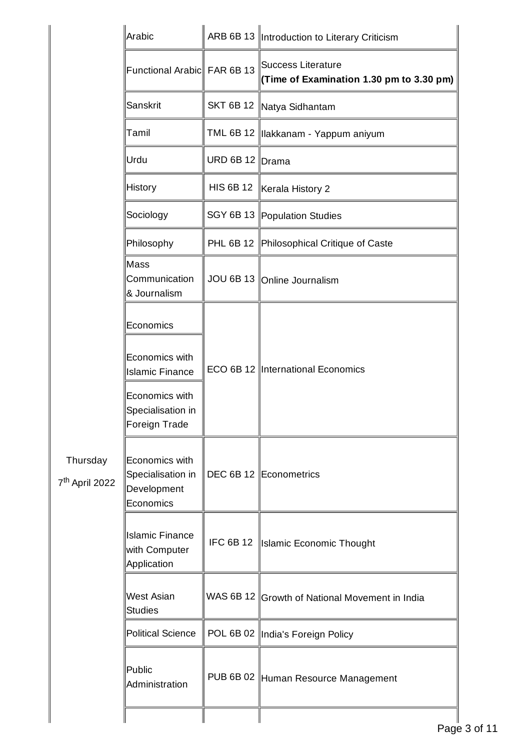| | | | |
|---|---|---|---|
| Thursday 7th April 2022 | Arabic | ARB 6B 13 | Introduction to Literary Criticism |
| | Functional Arabic | FAR 6B 13 | Success Literature **(Time of Examination 1.30 pm to 3.30 pm)** |
| | Sanskrit | SKT 6B 12 | Natya Sidhantam |
| | Tamil | TML 6B 12 | Ilakkanam - Yappum aniyum |
| | Urdu | URD 6B 12 | Drama |
| | History | HIS 6B 12 | Kerala History 2 |
| | Sociology | SGY 6B 13 | Population Studies |
| | Philosophy | PHL 6B 12 | Philosophical Critique of Caste |
| | Mass Communication & Journalism | JOU 6B 13 | Online Journalism |
| | Economics | ECO 6B 12 | International Economics |
| | Economics with Islamic Finance | | |
| | Economics with Specialisation in Foreign Trade | | |
| | Economics with Specialisation in Development Economics | DEC 6B 12 | Econometrics |
| | Islamic Finance with Computer Application | IFC 6B 12 | Islamic Economic Thought |
| | West Asian Studies | WAS 6B 12 | Growth of National Movement in India |
| | Political Science | POL 6B 02 | India's Foreign Policy |
| | Public Administration | PUB 6B 02 | Human Resource Management |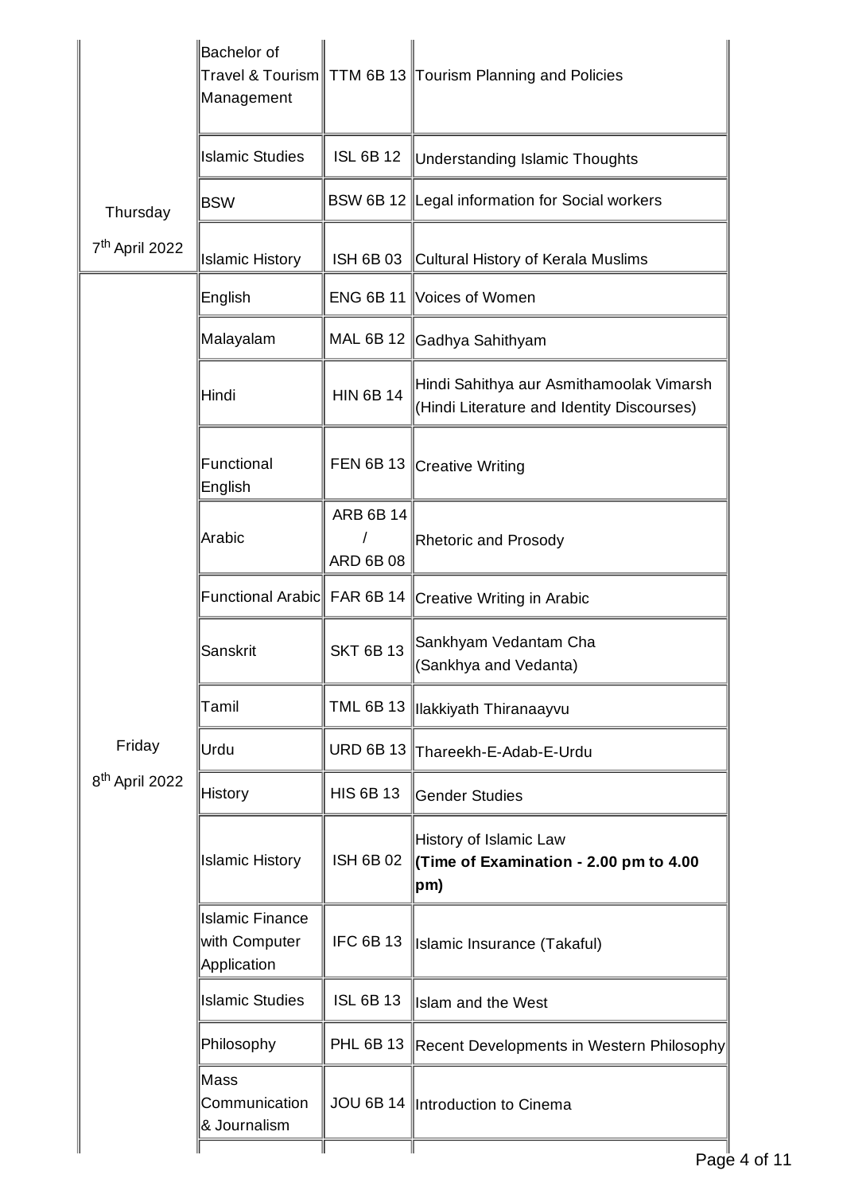| | | | |
|---|---|---|---|
| Thursday 7th April 2022 | Bachelor of Travel & Tourism Management | TTM 6B 13 | Tourism Planning and Policies |
| | Islamic Studies | ISL 6B 12 | Understanding Islamic Thoughts |
| | BSW | BSW 6B 12 | Legal information for Social workers |
| | Islamic History | ISH 6B 03 | Cultural History of Kerala Muslims |
| Friday 8th April 2022 | English | ENG 6B 11 | Voices of Women |
| | Malayalam | MAL 6B 12 | Gadhya Sahithyam |
| | Hindi | HIN 6B 14 | Hindi Sahithya aur Asmithamoolak Vimarsh (Hindi Literature and Identity Discourses) |
| | Functional English | FEN 6B 13 | Creative Writing |
| | Arabic | ARB 6B 14 / ARD 6B 08 | Rhetoric and Prosody |
| | Functional Arabic | FAR 6B 14 | Creative Writing in Arabic |
| | Sanskrit | SKT 6B 13 | Sankhyam Vedantam Cha (Sankhya and Vedanta) |
| | Tamil | TML 6B 13 | Ilakkiyath Thiranaayvu |
| | Urdu | URD 6B 13 | Thareekh-E-Adab-E-Urdu |
| | History | HIS 6B 13 | Gender Studies |
| | Islamic History | ISH 6B 02 | History of Islamic Law **(Time of Examination - 2.00 pm to 4.00 pm)** |
| | Islamic Finance with Computer Application | IFC 6B 13 | Islamic Insurance (Takaful) |
| | Islamic Studies | ISL 6B 13 | Islam and the West |
| | Philosophy | PHL 6B 13 | Recent Developments in Western Philosophy |
| | Mass Communication & Journalism | JOU 6B 14 | Introduction to Cinema |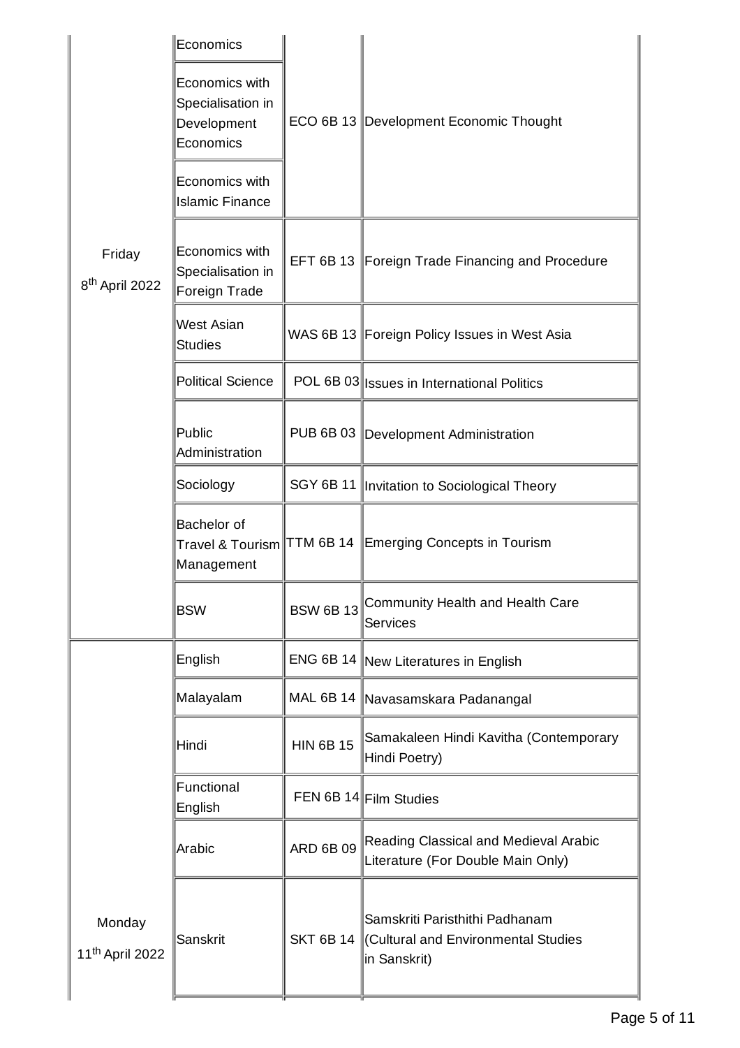| | | | |
|---|---|---|---|
| Friday 8th April 2022 | Economics | ECO 6B 13 | Development Economic Thought |
| | Economics with Specialisation in Development Economics | | |
| | Economics with Islamic Finance | | |
| | Economics with Specialisation in Foreign Trade | EFT 6B 13 | Foreign Trade Financing and Procedure |
| | West Asian Studies | WAS 6B 13 | Foreign Policy Issues in West Asia |
| | Political Science | POL 6B 03 | Issues in International Politics |
| | Public Administration | PUB 6B 03 | Development Administration |
| | Sociology | SGY 6B 11 | Invitation to Sociological Theory |
| | Bachelor of Travel & Tourism Management | TTM 6B 14 | Emerging Concepts in Tourism |
| | BSW | BSW 6B 13 | Community Health and Health Care Services |
| Monday 11th April 2022 | English | ENG 6B 14 | New Literatures in English |
| | Malayalam | MAL 6B 14 | Navasamskara Padanangal |
| | Hindi | HIN 6B 15 | Samakaleen Hindi Kavitha (Contemporary Hindi Poetry) |
| | Functional English | FEN 6B 14 | Film Studies |
| | Arabic | ARD 6B 09 | Reading Classical and Medieval Arabic Literature (For Double Main Only) |
| | Sanskrit | SKT 6B 14 | Samskriti Paristhithi Padhanam (Cultural and Environmental Studies in Sanskrit) |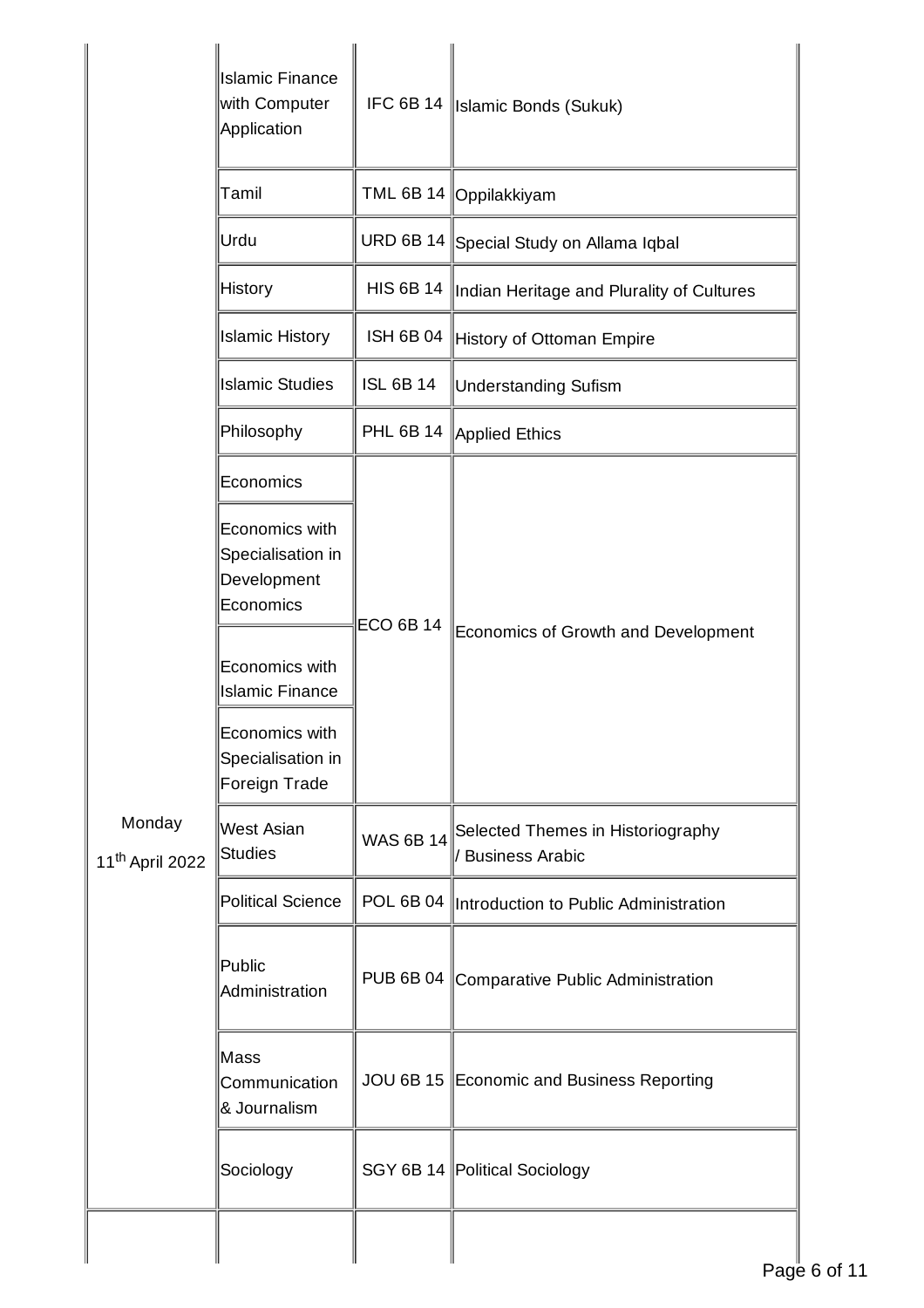| | | | |
|---|---|---|---|
| Monday 11th April 2022 | Islamic Finance with Computer Application | IFC 6B 14 | Islamic Bonds (Sukuk) |
| | Tamil | TML 6B 14 | Oppilakkiyam |
| | Urdu | URD 6B 14 | Special Study on Allama Iqbal |
| | History | HIS 6B 14 | Indian Heritage and Plurality of Cultures |
| | Islamic History | ISH 6B 04 | History of Ottoman Empire |
| | Islamic Studies | ISL 6B 14 | Understanding Sufism |
| | Philosophy | PHL 6B 14 | Applied Ethics |
| | Economics | ECO 6B 14 | Economics of Growth and Development |
| | Economics with Specialisation in Development Economics | | |
| | Economics with Islamic Finance | | |
| | Economics with Specialisation in Foreign Trade | | |
| | West Asian Studies | WAS 6B 14 | Selected Themes in Historiography / Business Arabic |
| | Political Science | POL 6B 04 | Introduction to Public Administration |
| | Public Administration | PUB 6B 04 | Comparative Public Administration |
| | Mass Communication & Journalism | JOU 6B 15 | Economic and Business Reporting |
| | Sociology | SGY 6B 14 | Political Sociology |
| | | | |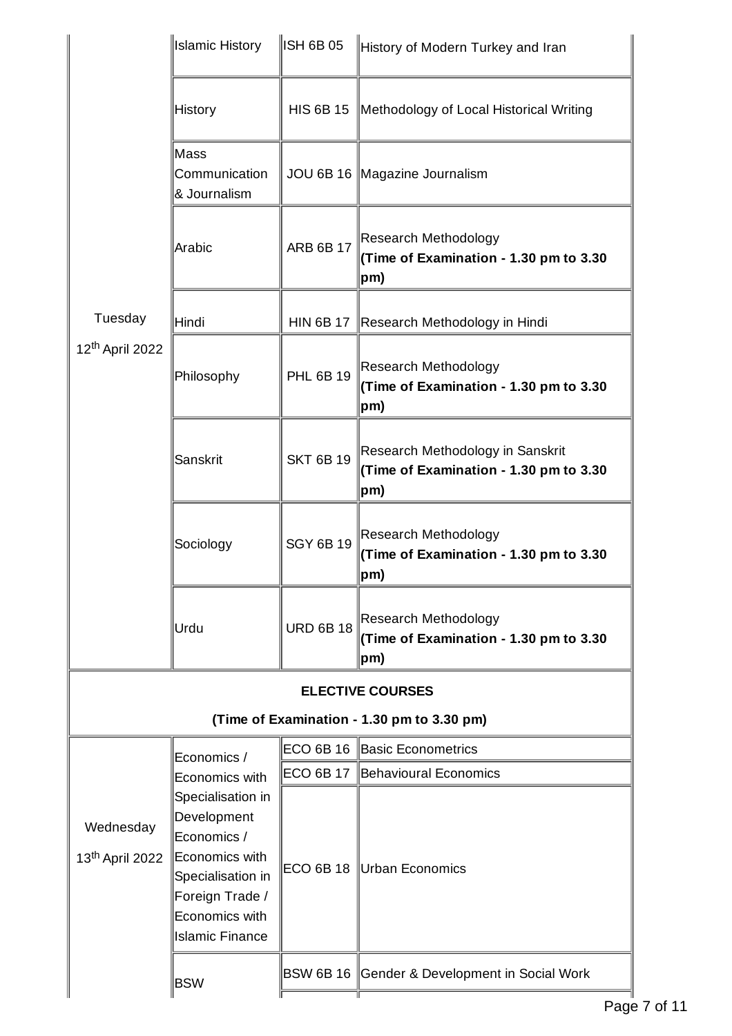| | | | |
|---|---|---|---|
| Tuesday 12th April 2022 | Islamic History | ISH 6B 05 | History of Modern Turkey and Iran |
| | History | HIS 6B 15 | Methodology of Local Historical Writing |
| | Mass Communication & Journalism | JOU 6B 16 | Magazine Journalism |
| | Arabic | ARB 6B 17 | Research Methodology **(Time of Examination - 1.30 pm to 3.30 pm)** |
| | Hindi | HIN 6B 17 | Research Methodology in Hindi |
| | Philosophy | PHL 6B 19 | Research Methodology **(Time of Examination - 1.30 pm to 3.30 pm)** |
| | Sanskrit | SKT 6B 19 | Research Methodology in Sanskrit **(Time of Examination - 1.30 pm to 3.30 pm)** |
| | Sociology | SGY 6B 19 | Research Methodology **(Time of Examination - 1.30 pm to 3.30 pm)** |
| | Urdu | URD 6B 18 | Research Methodology **(Time of Examination - 1.30 pm to 3.30 pm)** |
| **ELECTIVE COURSES (Time of Examination - 1.30 pm to 3.30 pm)** | | | |
| Wednesday 13th April 2022 | Economics / Economics with Specialisation in Development Economics / Economics with Specialisation in Foreign Trade / Economics with Islamic Finance | ECO 6B 16 | Basic Econometrics |
| | | ECO 6B 17 | Behavioural Economics |
| | | ECO 6B 18 | Urban Economics |
| | BSW | BSW 6B 16 | Gender & Development in Social Work |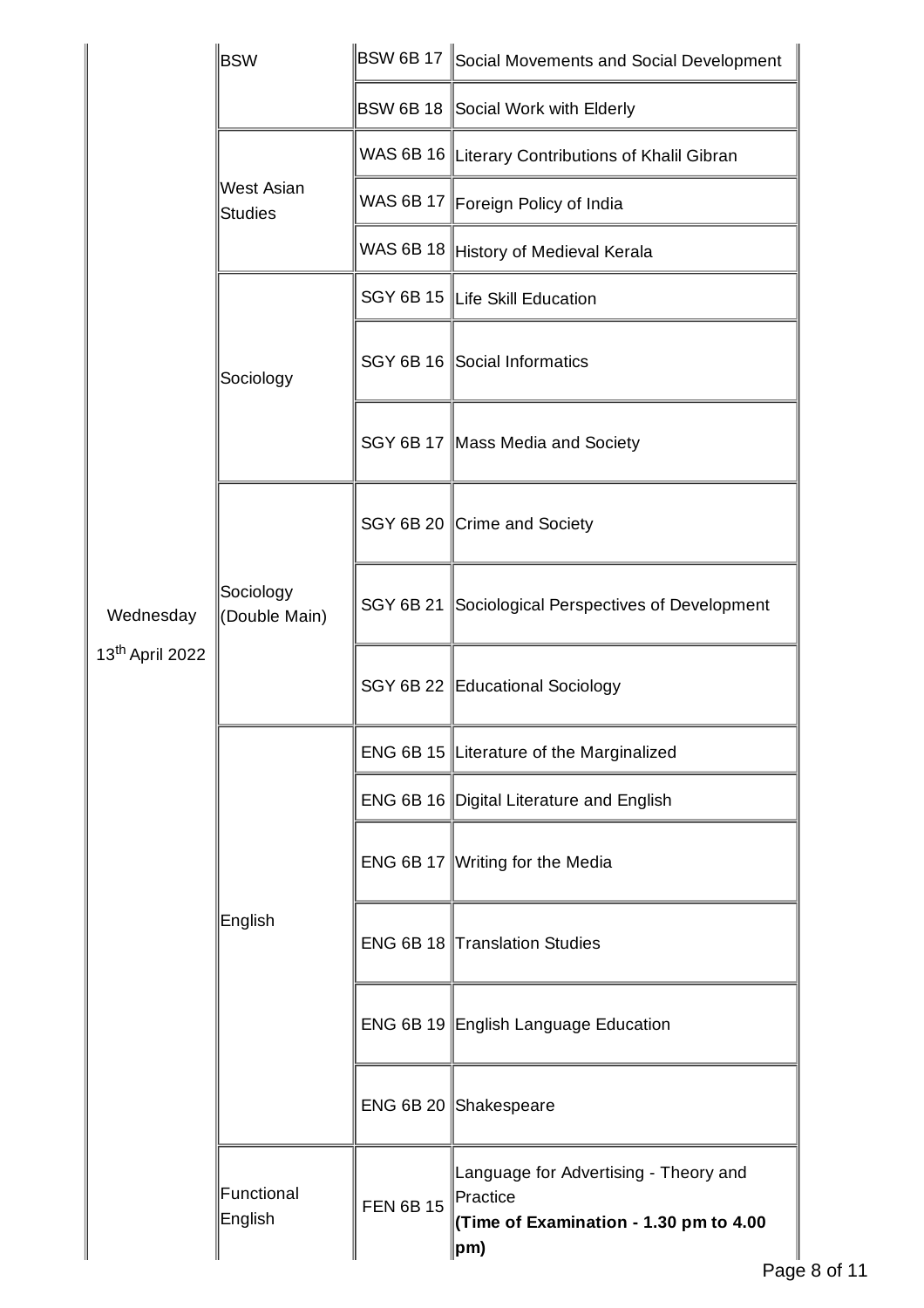| | | | |
|---|---|---|---|
| | BSW | BSW 6B 17 | Social Movements and Social Development |
| | | BSW 6B 18 | Social Work with Elderly |
| | West Asian Studies | WAS 6B 16 | Literary Contributions of Khalil Gibran |
| | | WAS 6B 17 | Foreign Policy of India |
| | | WAS 6B 18 | History of Medieval Kerala |
| | Sociology | SGY 6B 15 | Life Skill Education |
| | | SGY 6B 16 | Social Informatics |
| | | SGY 6B 17 | Mass Media and Society |
| Wednesday 13th April 2022 | Sociology (Double Main) | SGY 6B 20 | Crime and Society |
| | | SGY 6B 21 | Sociological Perspectives of Development |
| | | SGY 6B 22 | Educational Sociology |
| | English | ENG 6B 15 | Literature of the Marginalized |
| | | ENG 6B 16 | Digital Literature and English |
| | | ENG 6B 17 | Writing for the Media |
| | | ENG 6B 18 | Translation Studies |
| | | ENG 6B 19 | English Language Education |
| | | ENG 6B 20 | Shakespeare |
| | Functional English | FEN 6B 15 | Language for Advertising - Theory and Practice **(Time of Examination - 1.30 pm to 4.00 pm)** |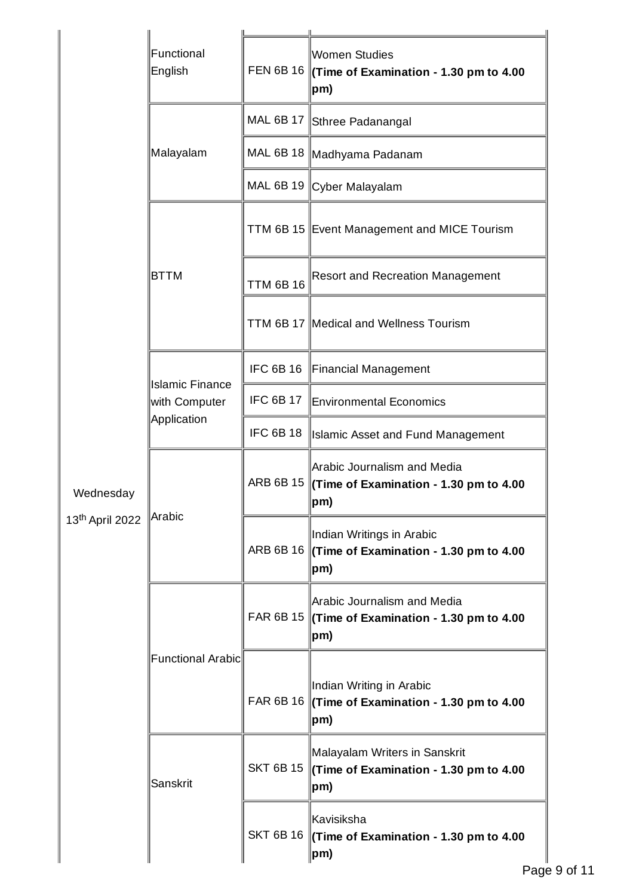| | | | |
|---|---|---|---|
| Wednesday 13th April 2022 | Functional English | FEN 6B 16 | Women Studies **(Time of Examination - 1.30 pm to 4.00 pm)** |
| | Malayalam | MAL 6B 17 | Sthree Padanangal |
| | | MAL 6B 18 | Madhyama Padanam |
| | | MAL 6B 19 | Cyber Malayalam |
| | BTTM | TTM 6B 15 | Event Management and MICE Tourism |
| | | TTM 6B 16 | Resort and Recreation Management |
| | | TTM 6B 17 | Medical and Wellness Tourism |
| | Islamic Finance with Computer Application | IFC 6B 16 | Financial Management |
| | | IFC 6B 17 | Environmental Economics |
| | | IFC 6B 18 | Islamic Asset and Fund Management |
| | Arabic | ARB 6B 15 | Arabic Journalism and Media **(Time of Examination - 1.30 pm to 4.00 pm)** |
| | | ARB 6B 16 | Indian Writings in Arabic **(Time of Examination - 1.30 pm to 4.00 pm)** |
| | Functional Arabic | FAR 6B 15 | Arabic Journalism and Media **(Time of Examination - 1.30 pm to 4.00 pm)** |
| | | FAR 6B 16 | Indian Writing in Arabic **(Time of Examination - 1.30 pm to 4.00 pm)** |
| | Sanskrit | SKT 6B 15 | Malayalam Writers in Sanskrit **(Time of Examination - 1.30 pm to 4.00 pm)** |
| | | SKT 6B 16 | Kavisiksha **(Time of Examination - 1.30 pm to 4.00 pm)** |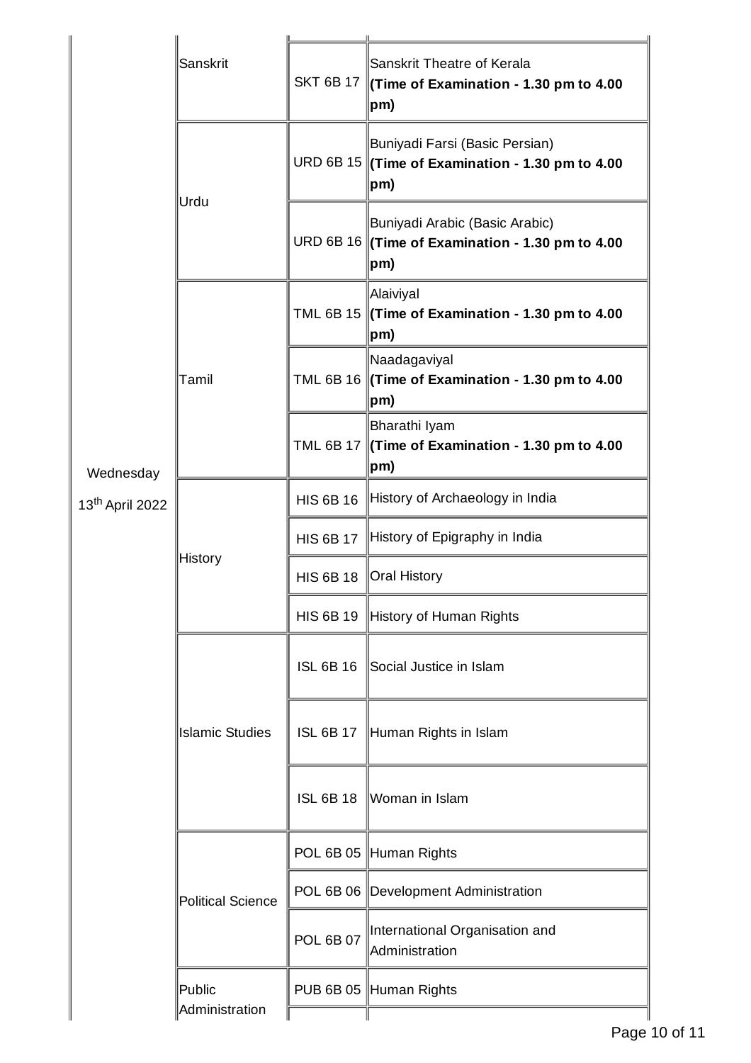| | | | |
|---|---|---|---|
| Wednesday 13th April 2022 | Sanskrit | SKT 6B 17 | Sanskrit Theatre of Kerala **(Time of Examination - 1.30 pm to 4.00 pm)** |
| | Urdu | URD 6B 15 | Buniyadi Farsi (Basic Persian) **(Time of Examination - 1.30 pm to 4.00 pm)** |
| | | URD 6B 16 | Buniyadi Arabic (Basic Arabic) **(Time of Examination - 1.30 pm to 4.00 pm)** |
| | Tamil | TML 6B 15 | Alaiviyal **(Time of Examination - 1.30 pm to 4.00 pm)** |
| | | TML 6B 16 | Naadagaviyal **(Time of Examination - 1.30 pm to 4.00 pm)** |
| | | TML 6B 17 | Bharathi Iyam **(Time of Examination - 1.30 pm to 4.00 pm)** |
| | History | HIS 6B 16 | History of Archaeology in India |
| | | HIS 6B 17 | History of Epigraphy in India |
| | | HIS 6B 18 | Oral History |
| | | HIS 6B 19 | History of Human Rights |
| | Islamic Studies | ISL 6B 16 | Social Justice in Islam |
| | | ISL 6B 17 | Human Rights in Islam |
| | | ISL 6B 18 | Woman in Islam |
| | Political Science | POL 6B 05 | Human Rights |
| | | POL 6B 06 | Development Administration |
| | | POL 6B 07 | International Organisation and Administration |
| | Public Administration | PUB 6B 05 | Human Rights |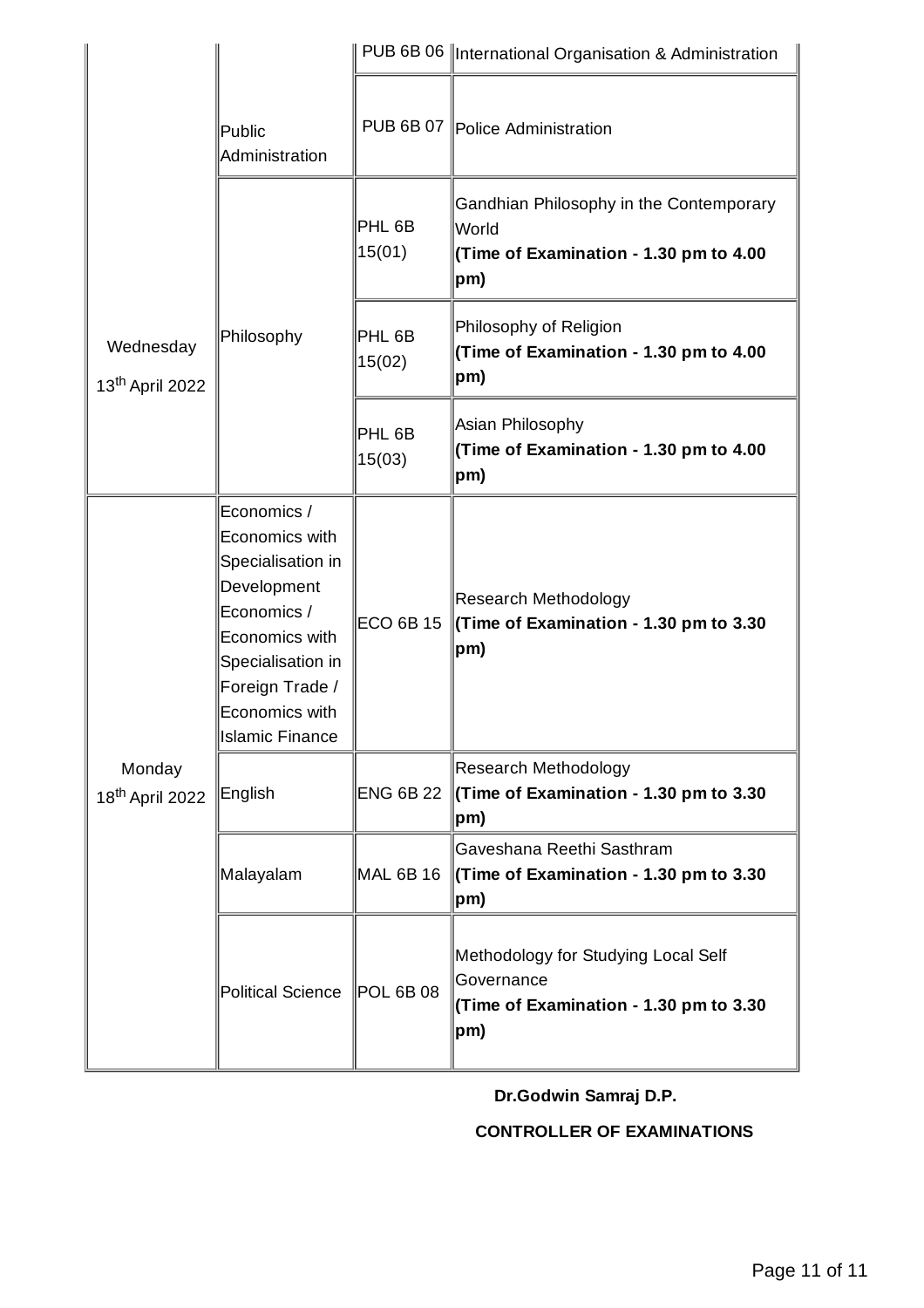| | | | |
|---|---|---|---|
| | Public Administration | PUB 6B 06 | International Organisation & Administration |
| | | PUB 6B 07 | Police Administration |
| Wednesday 13th April 2022 | Philosophy | PHL 6B 15(01) | Gandhian Philosophy in the Contemporary World **(Time of Examination - 1.30 pm to 4.00 pm)** |
| | | PHL 6B 15(02) | Philosophy of Religion **(Time of Examination - 1.30 pm to 4.00 pm)** |
| | | PHL 6B 15(03) | Asian Philosophy **(Time of Examination - 1.30 pm to 4.00 pm)** |
| Monday 18th April 2022 | Economics / Economics with Specialisation in Development Economics / Economics with Specialisation in Foreign Trade / Economics with Islamic Finance | ECO 6B 15 | Research Methodology **(Time of Examination - 1.30 pm to 3.30 pm)** |
| | English | ENG 6B 22 | Research Methodology **(Time of Examination - 1.30 pm to 3.30 pm)** |
| | Malayalam | MAL 6B 16 | Gaveshana Reethi Sasthram **(Time of Examination - 1.30 pm to 3.30 pm)** |
| | Political Science | POL 6B 08 | Methodology for Studying Local Self Governance **(Time of Examination - 1.30 pm to 3.30 pm)** |

**Dr.Godwin Samraj D.P.**

**CONTROLLER OF EXAMINATIONS**